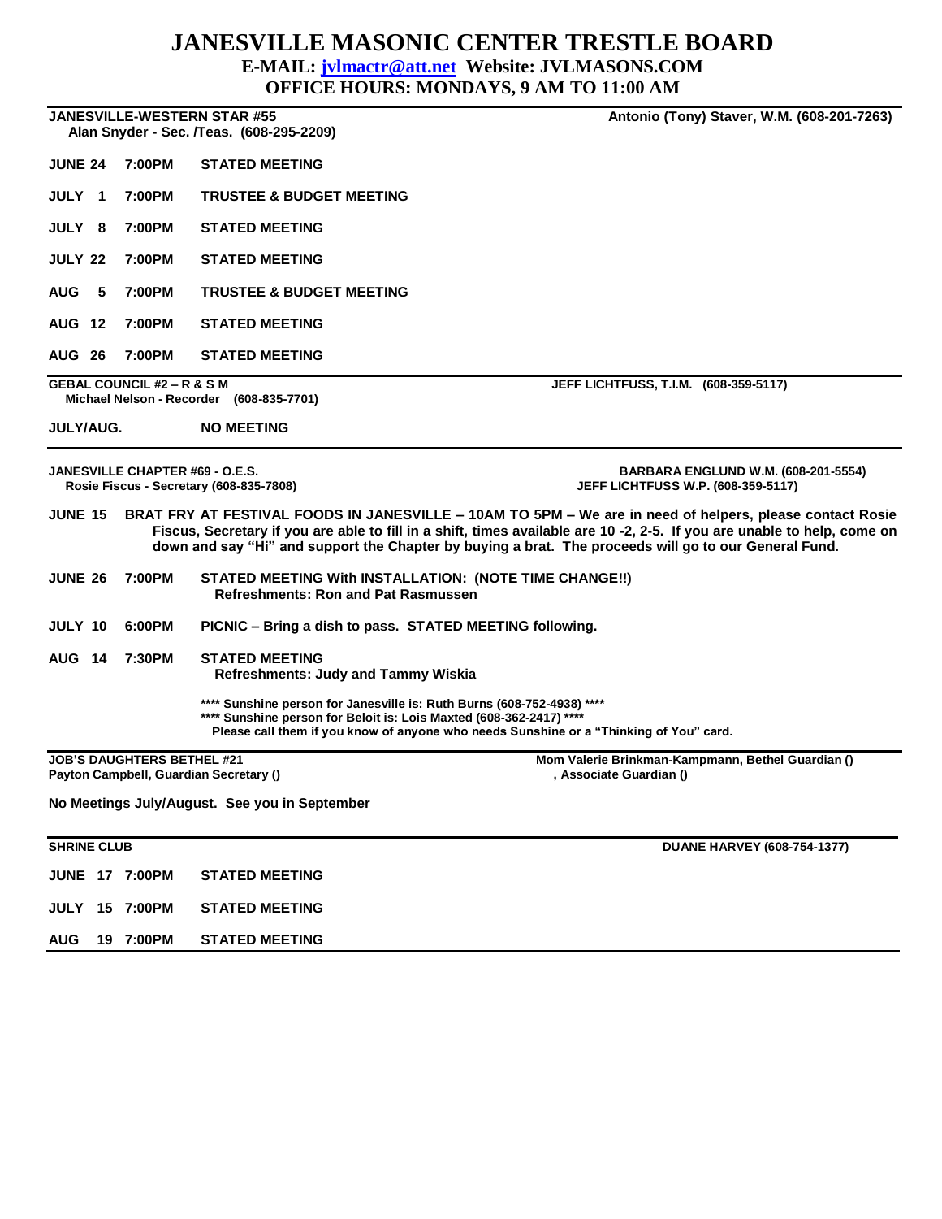# JANESVILLE MASONIC CENTER TRESTLE BOARD

**E-MAIL: jvlmactr@att.net Website: JVLMASONS.COM**

**OFFICE HOURS: MONDAYS, 9 AM TO 11:00 AM**

---

**JANESVILLE-WESTERN STAR #55** — **Antonio (Tony) Staver, W.M. (608-201-7263)**

**Alan Snyder - Sec. /Teas. (608-295-2209)**

| Date | Time | Event |
|---|---|---|
| JUNE 24 | 7:00PM | STATED MEETING |
| JULY 1 | 7:00PM | TRUSTEE & BUDGET MEETING |
| JULY 8 | 7:00PM | STATED MEETING |
| JULY 22 | 7:00PM | STATED MEETING |
| AUG 5 | 7:00PM | TRUSTEE & BUDGET MEETING |
| AUG 12 | 7:00PM | STATED MEETING |
| AUG 26 | 7:00PM | STATED MEETING |

---

**GEBAL COUNCIL #2 – R & S M** — **JEFF LICHTFUSS, T.I.M. (608-359-5117)**

**Michael Nelson - Recorder (608-835-7701)**

**JULY/AUG.** **NO MEETING**

---

**JANESVILLE CHAPTER #69 - O.E.S.** — **BARBARA ENGLUND W.M. (608-201-5554)**, **JEFF LICHTFUSS W.P. (608-359-5117)**

**Rosie Fiscus - Secretary (608-835-7808)**

**JUNE 15** **BRAT FRY AT FESTIVAL FOODS IN JANESVILLE – 10AM TO 5PM – We are in need of helpers, please contact Rosie Fiscus, Secretary if you are able to fill in a shift, times available are 10 -2, 2-5. If you are unable to help, come on down and say "Hi" and support the Chapter by buying a brat. The proceeds will go to our General Fund.**

**JUNE 26 7:00PM** **STATED MEETING With INSTALLATION: (NOTE TIME CHANGE!!)**
**Refreshments: Ron and Pat Rasmussen**

**JULY 10 6:00PM** **PICNIC – Bring a dish to pass. STATED MEETING following.**

**AUG 14 7:30PM** **STATED MEETING**
**Refreshments: Judy and Tammy Wiskia**

**\*\*\*\* Sunshine person for Janesville is: Ruth Burns (608-752-4938) \*\*\*\***
**\*\*\*\* Sunshine person for Beloit is: Lois Maxted (608-362-2417) \*\*\*\***
**Please call them if you know of anyone who needs Sunshine or a "Thinking of You" card.**

---

**JOB'S DAUGHTERS BETHEL #21** — **Mom Valerie Brinkman-Kampmann, Bethel Guardian ()**

**Payton Campbell, Guardian Secretary ()** — **, Associate Guardian ()**

**No Meetings July/August. See you in September**

---

**SHRINE CLUB** — **DUANE HARVEY (608-754-1377)**

| Date | Time | Event |
|---|---|---|
| JUNE 17 | 7:00PM | STATED MEETING |
| JULY 15 | 7:00PM | STATED MEETING |
| AUG 19 | 7:00PM | STATED MEETING |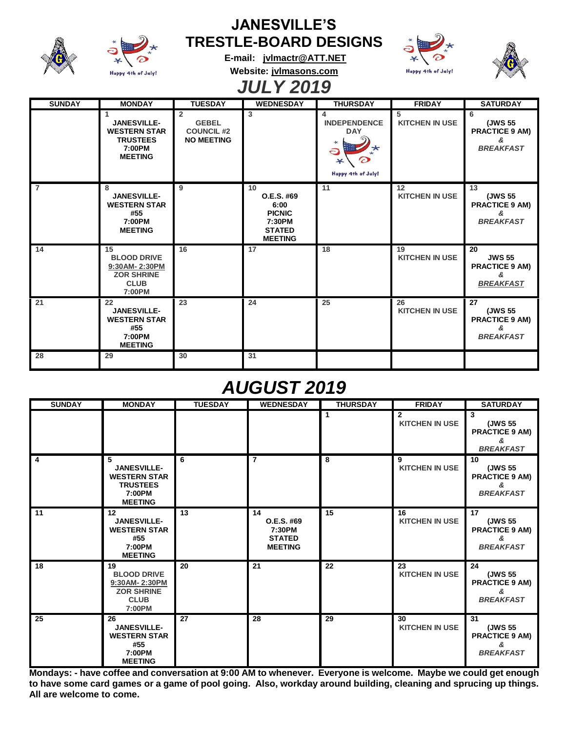# JANESVILLE'S TRESTLE-BOARD DESIGNS

**E-mail: jvlmactr@ATT.NET**

**Website: jvlmasons.com**

## *JULY 2019*

| SUNDAY | MONDAY | TUESDAY | WEDNESDAY | THURSDAY | FRIDAY | SATURDAY |
|---|---|---|---|---|---|---|
| | 1 JANESVILLE-WESTERN STAR TRUSTEES 7:00PM MEETING | 2 GEBEL COUNCIL #2 NO MEETING | 3 | 4 INDEPENDENCE DAY Happy 4th of July! | 5 KITCHEN IN USE | 6 (JWS 55 PRACTICE 9 AM) & *BREAKFAST* |
| 7 | 8 JANESVILLE-WESTERN STAR #55 7:00PM MEETING | 9 | 10 O.E.S. #69 6:00 PICNIC 7:30PM STATED MEETING | 11 | 12 KITCHEN IN USE | 13 (JWS 55 PRACTICE 9 AM) & *BREAKFAST* |
| 14 | 15 BLOOD DRIVE 9:30AM- 2:30PM ZOR SHRINE CLUB 7:00PM | 16 | 17 | 18 | 19 KITCHEN IN USE | 20 JWS 55 PRACTICE 9 AM) & *BREAKFAST* |
| 21 | 22 JANESVILLE-WESTERN STAR #55 7:00PM MEETING | 23 | 24 | 25 | 26 KITCHEN IN USE | 27 (JWS 55 PRACTICE 9 AM) & *BREAKFAST* |
| 28 | 29 | 30 | 31 | | | |

## *AUGUST 2019*

| SUNDAY | MONDAY | TUESDAY | WEDNESDAY | THURSDAY | FRIDAY | SATURDAY |
|---|---|---|---|---|---|---|
| | | | | 1 | 2 KITCHEN IN USE | 3 (JWS 55 PRACTICE 9 AM) & *BREAKFAST* |
| 4 | 5 JANESVILLE-WESTERN STAR TRUSTEES 7:00PM MEETING | 6 | 7 | 8 | 9 KITCHEN IN USE | 10 (JWS 55 PRACTICE 9 AM) & *BREAKFAST* |
| 11 | 12 JANESVILLE-WESTERN STAR #55 7:00PM MEETING | 13 | 14 O.E.S. #69 7:30PM STATED MEETING | 15 | 16 KITCHEN IN USE | 17 (JWS 55 PRACTICE 9 AM) & *BREAKFAST* |
| 18 | 19 BLOOD DRIVE 9:30AM- 2:30PM ZOR SHRINE CLUB 7:00PM | 20 | 21 | 22 | 23 KITCHEN IN USE | 24 (JWS 55 PRACTICE 9 AM) & *BREAKFAST* |
| 25 | 26 JANESVILLE-WESTERN STAR #55 7:00PM MEETING | 27 | 28 | 29 | 30 KITCHEN IN USE | 31 (JWS 55 PRACTICE 9 AM) & *BREAKFAST* |

**Mondays: - have coffee and conversation at 9:00 AM to whenever. Everyone is welcome. Maybe we could get enough to have some card games or a game of pool going. Also, workday around building, cleaning and sprucing up things. All are welcome to come.**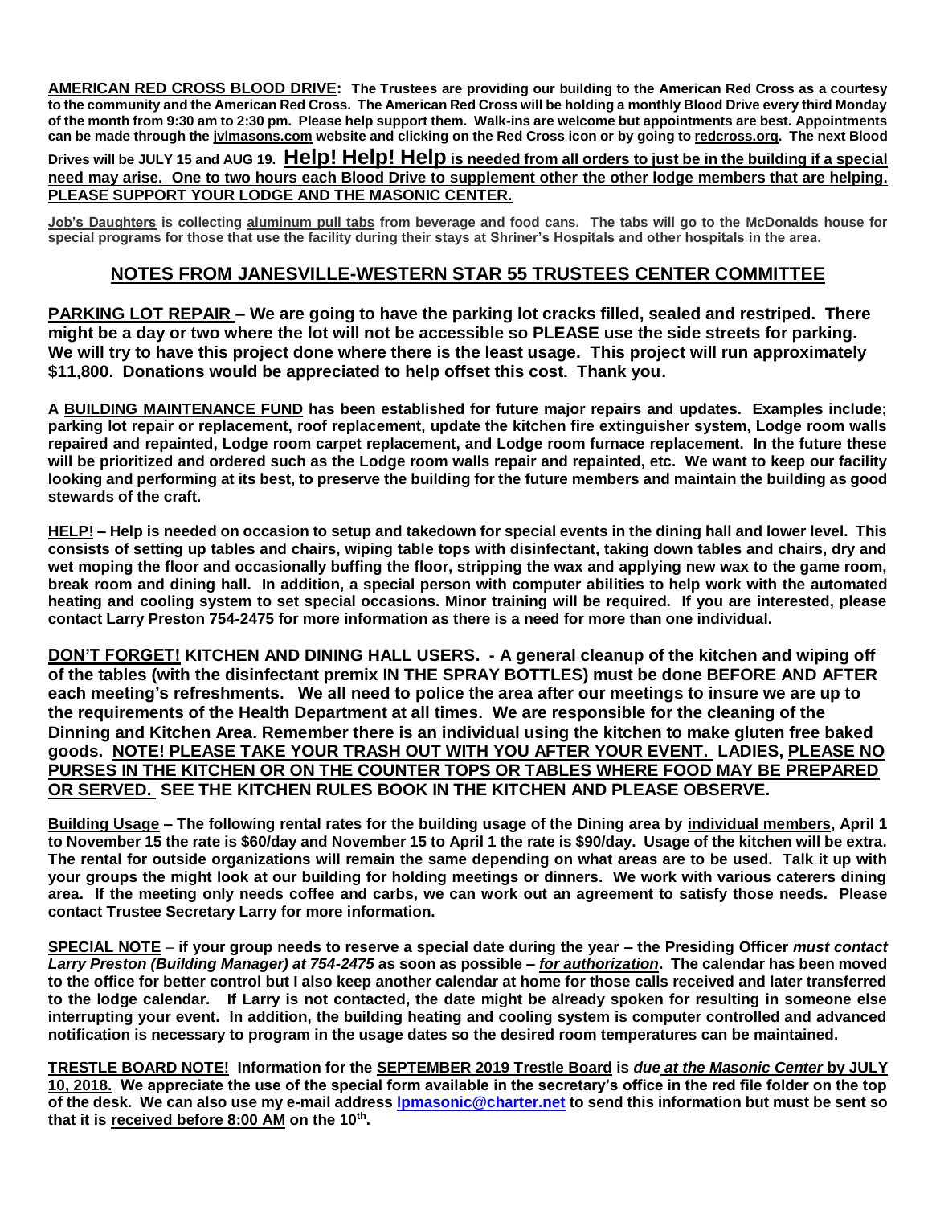**AMERICAN RED CROSS BLOOD DRIVE: The Trustees are providing our building to the American Red Cross as a courtesy to the community and the American Red Cross. The American Red Cross will be holding a monthly Blood Drive every third Monday of the month from 9:30 am to 2:30 pm. Please help support them. Walk-ins are welcome but appointments are best. Appointments can be made through the jvlmasons.com website and clicking on the Red Cross icon or by going to redcross.org. The next Blood Drives will be JULY 15 and AUG 19. Help! Help! Help is needed from all orders to just be in the building if a special need may arise. One to two hours each Blood Drive to supplement other the other lodge members that are helping. PLEASE SUPPORT YOUR LODGE AND THE MASONIC CENTER.**

**Job's Daughters is collecting aluminum pull tabs from beverage and food cans. The tabs will go to the McDonalds house for special programs for those that use the facility during their stays at Shriner's Hospitals and other hospitals in the area.**

## NOTES FROM JANESVILLE-WESTERN STAR 55 TRUSTEES CENTER COMMITTEE

**PARKING LOT REPAIR – We are going to have the parking lot cracks filled, sealed and restriped. There might be a day or two where the lot will not be accessible so PLEASE use the side streets for parking. We will try to have this project done where there is the least usage. This project will run approximately $11,800. Donations would be appreciated to help offset this cost. Thank you.**

**A BUILDING MAINTENANCE FUND has been established for future major repairs and updates. Examples include; parking lot repair or replacement, roof replacement, update the kitchen fire extinguisher system, Lodge room walls repaired and repainted, Lodge room carpet replacement, and Lodge room furnace replacement. In the future these will be prioritized and ordered such as the Lodge room walls repair and repainted, etc. We want to keep our facility looking and performing at its best, to preserve the building for the future members and maintain the building as good stewards of the craft.**

**HELP! – Help is needed on occasion to setup and takedown for special events in the dining hall and lower level. This consists of setting up tables and chairs, wiping table tops with disinfectant, taking down tables and chairs, dry and wet moping the floor and occasionally buffing the floor, stripping the wax and applying new wax to the game room, break room and dining hall. In addition, a special person with computer abilities to help work with the automated heating and cooling system to set special occasions. Minor training will be required. If you are interested, please contact Larry Preston 754-2475 for more information as there is a need for more than one individual.**

**DON'T FORGET! KITCHEN AND DINING HALL USERS. - A general cleanup of the kitchen and wiping off of the tables (with the disinfectant premix IN THE SPRAY BOTTLES) must be done BEFORE AND AFTER each meeting's refreshments. We all need to police the area after our meetings to insure we are up to the requirements of the Health Department at all times. We are responsible for the cleaning of the Dinning and Kitchen Area. Remember there is an individual using the kitchen to make gluten free baked goods. NOTE! PLEASE TAKE YOUR TRASH OUT WITH YOU AFTER YOUR EVENT. LADIES, PLEASE NO PURSES IN THE KITCHEN OR ON THE COUNTER TOPS OR TABLES WHERE FOOD MAY BE PREPARED OR SERVED. SEE THE KITCHEN RULES BOOK IN THE KITCHEN AND PLEASE OBSERVE.**

**Building Usage – The following rental rates for the building usage of the Dining area by individual members, April 1 to November 15 the rate is $60/day and November 15 to April 1 the rate is $90/day. Usage of the kitchen will be extra. The rental for outside organizations will remain the same depending on what areas are to be used. Talk it up with your groups the might look at our building for holding meetings or dinners. We work with various caterers dining area. If the meeting only needs coffee and carbs, we can work out an agreement to satisfy those needs. Please contact Trustee Secretary Larry for more information.**

**SPECIAL NOTE – if your group needs to reserve a special date during the year – the Presiding Officer *must contact Larry Preston (Building Manager) at 754-2475* as soon as possible – *for authorization*. The calendar has been moved to the office for better control but I also keep another calendar at home for those calls received and later transferred to the lodge calendar. If Larry is not contacted, the date might be already spoken for resulting in someone else interrupting your event. In addition, the building heating and cooling system is computer controlled and advanced notification is necessary to program in the usage dates so the desired room temperatures can be maintained.**

**TRESTLE BOARD NOTE! Information for the SEPTEMBER 2019 Trestle Board is *due at the Masonic Center* by JULY 10, 2018. We appreciate the use of the special form available in the secretary's office in the red file folder on the top of the desk. We can also use my e-mail address lpmasonic@charter.net to send this information but must be sent so that it is received before 8:00 AM on the 10th.**